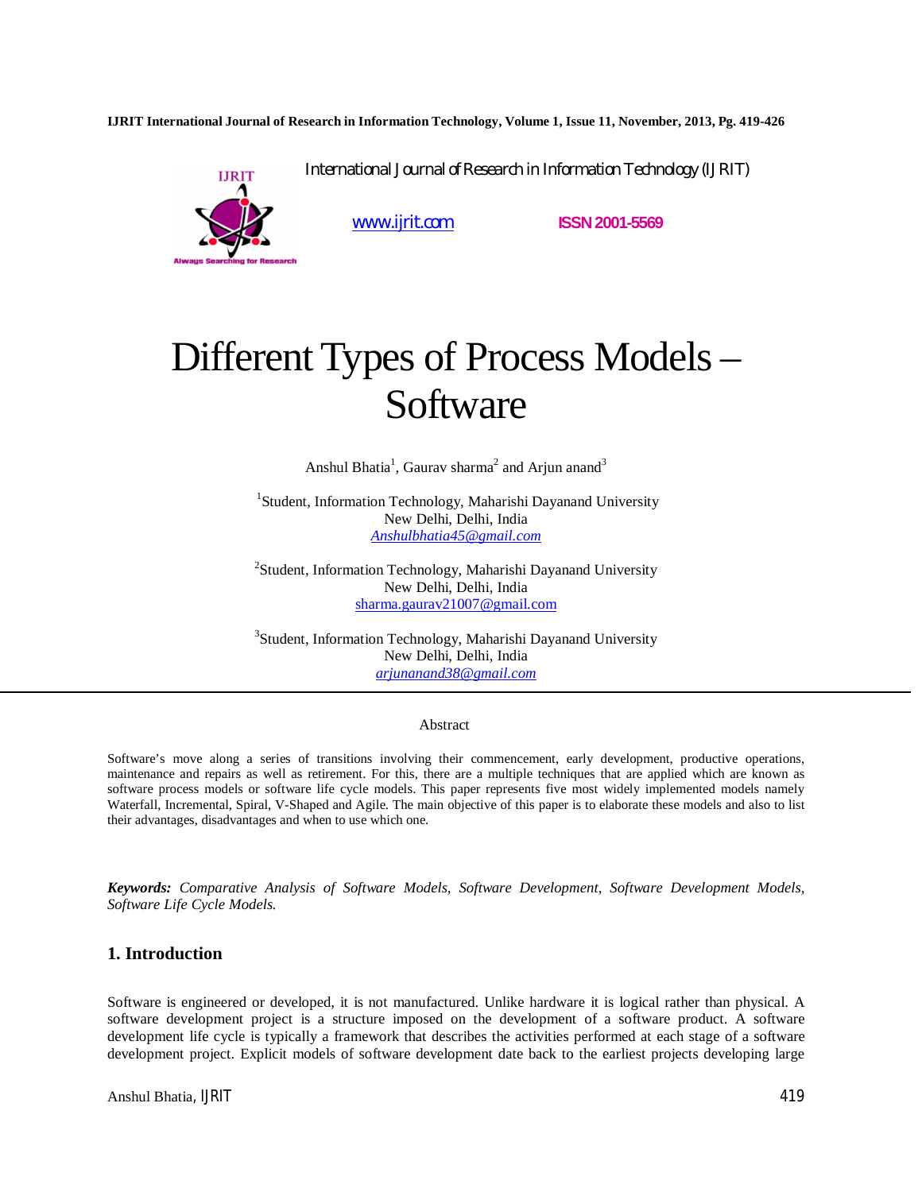International Journal of Research in Information Technology (IJRIT)

www.ijrit.com ISSN 2001-5569

# Different Types of Process Models – Software

Anshul Bhatia[1], Gaurav sharma[2] and Arjun anand[3]

[1]Student, Information Technology, Maharishi Dayanand University
New Delhi, Delhi, India
Anshulbhatia45@gmail.com

[2]Student, Information Technology, Maharishi Dayanand University
New Delhi, Delhi, India
sharma.gaurav21007@gmail.com

[3]Student, Information Technology, Maharishi Dayanand University
New Delhi, Delhi, India
arjunanand38@gmail.com

## Abstract

Software's move along a series of transitions involving their commencement, early development, productive operations, maintenance and repairs as well as retirement. For this, there are a multiple techniques that are applied which are known as software process models or software life cycle models. This paper represents five most widely implemented models namely Waterfall, Incremental, Spiral, V-Shaped and Agile. The main objective of this paper is to elaborate these models and also to list their advantages, disadvantages and when to use which one.

***Keywords:*** *Comparative Analysis of Software Models, Software Development, Software Development Models, Software Life Cycle Models.*

## 1. Introduction

Software is engineered or developed, it is not manufactured. Unlike hardware it is logical rather than physical. A software development project is a structure imposed on the development of a software product. A software development life cycle is typically a framework that describes the activities performed at each stage of a software development project. Explicit models of software development date back to the earliest projects developing large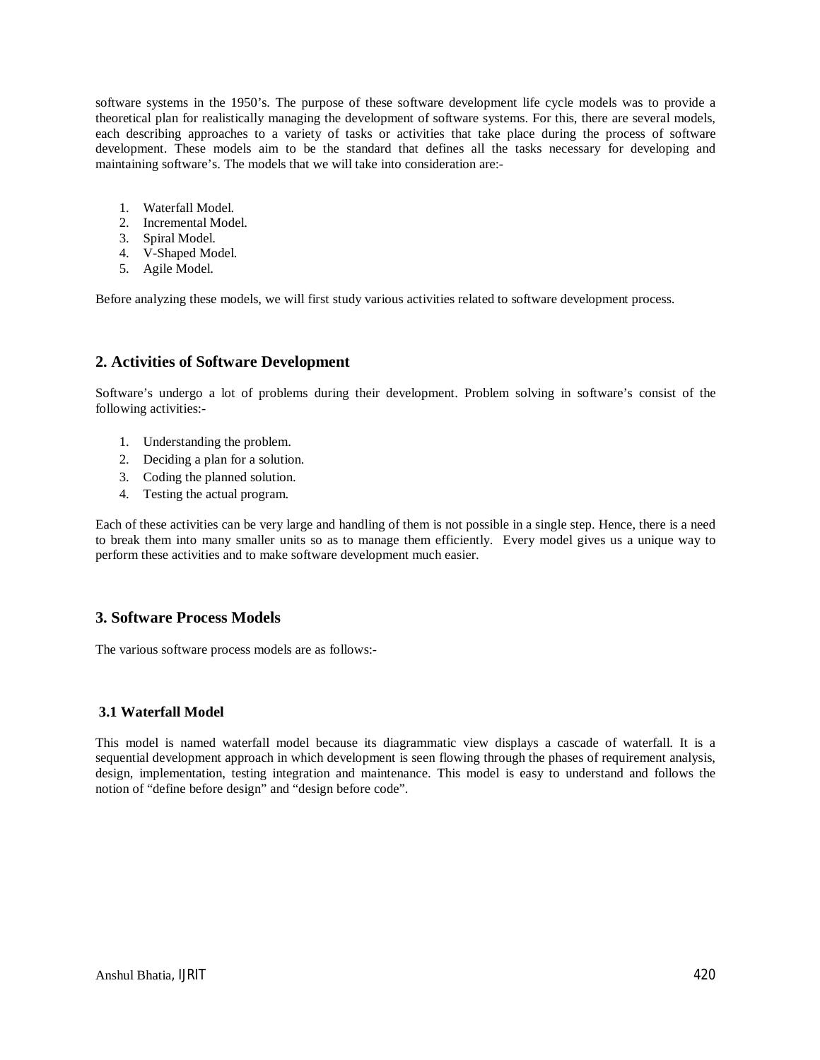software systems in the 1950's. The purpose of these software development life cycle models was to provide a theoretical plan for realistically managing the development of software systems. For this, there are several models, each describing approaches to a variety of tasks or activities that take place during the process of software development. These models aim to be the standard that defines all the tasks necessary for developing and maintaining software's. The models that we will take into consideration are:-

1. Waterfall Model.
2. Incremental Model.
3. Spiral Model.
4. V-Shaped Model.
5. Agile Model.

Before analyzing these models, we will first study various activities related to software development process.

## 2. Activities of Software Development

Software's undergo a lot of problems during their development. Problem solving in software's consist of the following activities:-

1. Understanding the problem.
2. Deciding a plan for a solution.
3. Coding the planned solution.
4. Testing the actual program.

Each of these activities can be very large and handling of them is not possible in a single step. Hence, there is a need to break them into many smaller units so as to manage them efficiently. Every model gives us a unique way to perform these activities and to make software development much easier.

## 3. Software Process Models

The various software process models are as follows:-

### 3.1 Waterfall Model

This model is named waterfall model because its diagrammatic view displays a cascade of waterfall. It is a sequential development approach in which development is seen flowing through the phases of requirement analysis, design, implementation, testing integration and maintenance. This model is easy to understand and follows the notion of "define before design" and "design before code".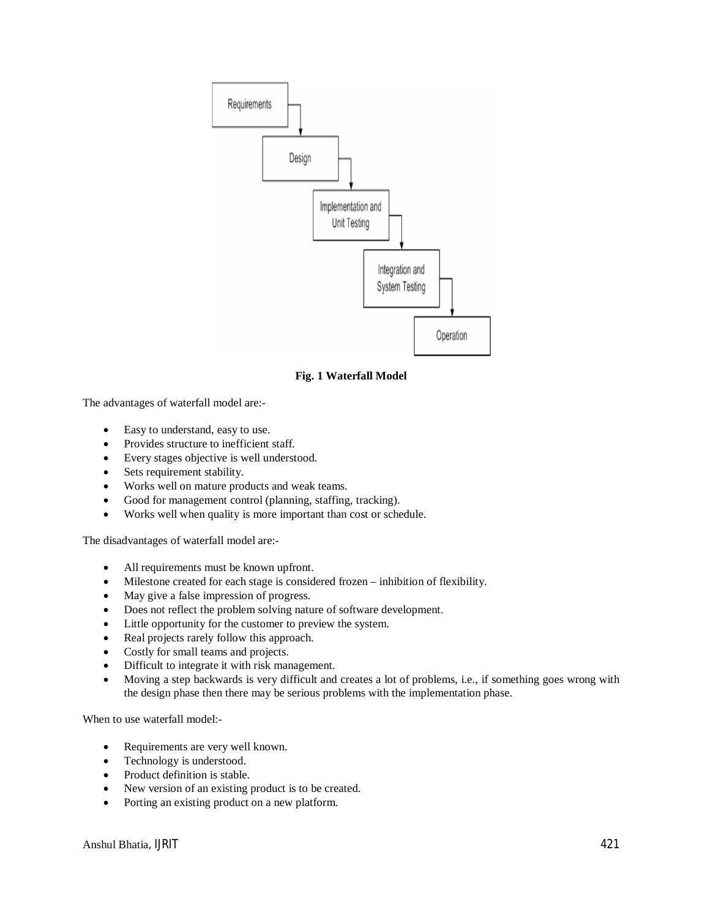**Fig. 1 Waterfall Model**

The advantages of waterfall model are:-

- Easy to understand, easy to use.
- Provides structure to inefficient staff.
- Every stages objective is well understood.
- Sets requirement stability.
- Works well on mature products and weak teams.
- Good for management control (planning, staffing, tracking).
- Works well when quality is more important than cost or schedule.

The disadvantages of waterfall model are:-

- All requirements must be known upfront.
- Milestone created for each stage is considered frozen – inhibition of flexibility.
- May give a false impression of progress.
- Does not reflect the problem solving nature of software development.
- Little opportunity for the customer to preview the system.
- Real projects rarely follow this approach.
- Costly for small teams and projects.
- Difficult to integrate it with risk management.
- Moving a step backwards is very difficult and creates a lot of problems, i.e., if something goes wrong with the design phase then there may be serious problems with the implementation phase.

When to use waterfall model:-

- Requirements are very well known.
- Technology is understood.
- Product definition is stable.
- New version of an existing product is to be created.
- Porting an existing product on a new platform.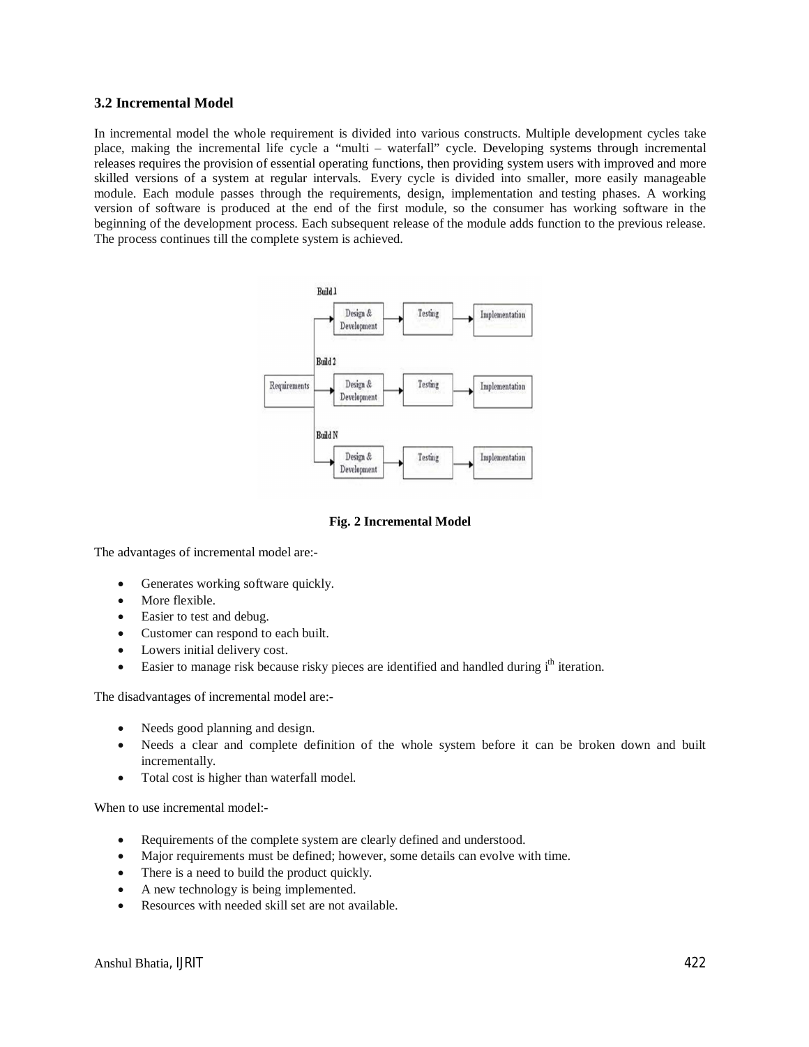### 3.2 Incremental Model

In incremental model the whole requirement is divided into various constructs. Multiple development cycles take place, making the incremental life cycle a "multi – waterfall" cycle. Developing systems through incremental releases requires the provision of essential operating functions, then providing system users with improved and more skilled versions of a system at regular intervals. Every cycle is divided into smaller, more easily manageable module. Each module passes through the requirements, design, implementation and testing phases. A working version of software is produced at the end of the first module, so the consumer has working software in the beginning of the development process. Each subsequent release of the module adds function to the previous release. The process continues till the complete system is achieved.

**Fig. 2 Incremental Model**

The advantages of incremental model are:-

- Generates working software quickly.
- More flexible.
- Easier to test and debug.
- Customer can respond to each built.
- Lowers initial delivery cost.
- Easier to manage risk because risky pieces are identified and handled during $i^{th}$ iteration.

The disadvantages of incremental model are:-

- Needs good planning and design.
- Needs a clear and complete definition of the whole system before it can be broken down and built incrementally.
- Total cost is higher than waterfall model.

When to use incremental model:-

- Requirements of the complete system are clearly defined and understood.
- Major requirements must be defined; however, some details can evolve with time.
- There is a need to build the product quickly.
- A new technology is being implemented.
- Resources with needed skill set are not available.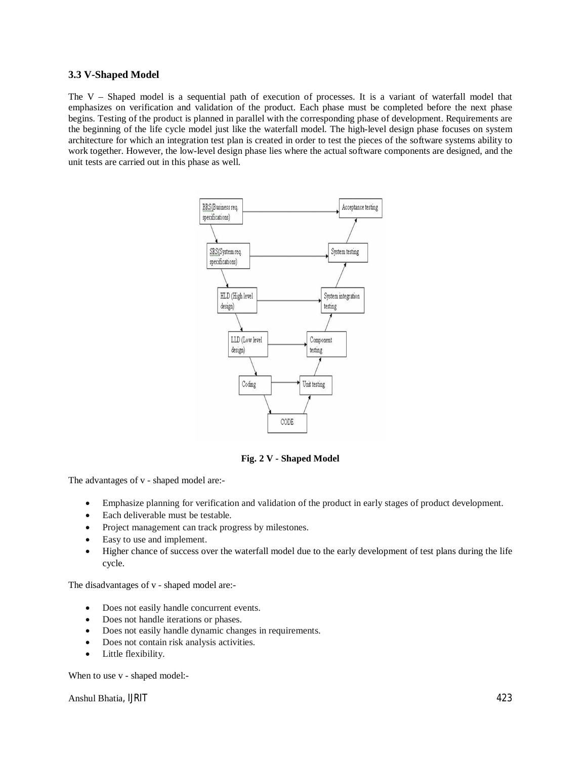### 3.3 V-Shaped Model

The V – Shaped model is a sequential path of execution of processes. It is a variant of waterfall model that emphasizes on verification and validation of the product. Each phase must be completed before the next phase begins. Testing of the product is planned in parallel with the corresponding phase of development. Requirements are the beginning of the life cycle model just like the waterfall model. The high-level design phase focuses on system architecture for which an integration test plan is created in order to test the pieces of the software systems ability to work together. However, the low-level design phase lies where the actual software components are designed, and the unit tests are carried out in this phase as well.

**Fig. 2 V - Shaped Model**

The advantages of v - shaped model are:-

- Emphasize planning for verification and validation of the product in early stages of product development.
- Each deliverable must be testable.
- Project management can track progress by milestones.
- Easy to use and implement.
- Higher chance of success over the waterfall model due to the early development of test plans during the life cycle.

The disadvantages of v - shaped model are:-

- Does not easily handle concurrent events.
- Does not handle iterations or phases.
- Does not easily handle dynamic changes in requirements.
- Does not contain risk analysis activities.
- Little flexibility.

When to use v - shaped model:-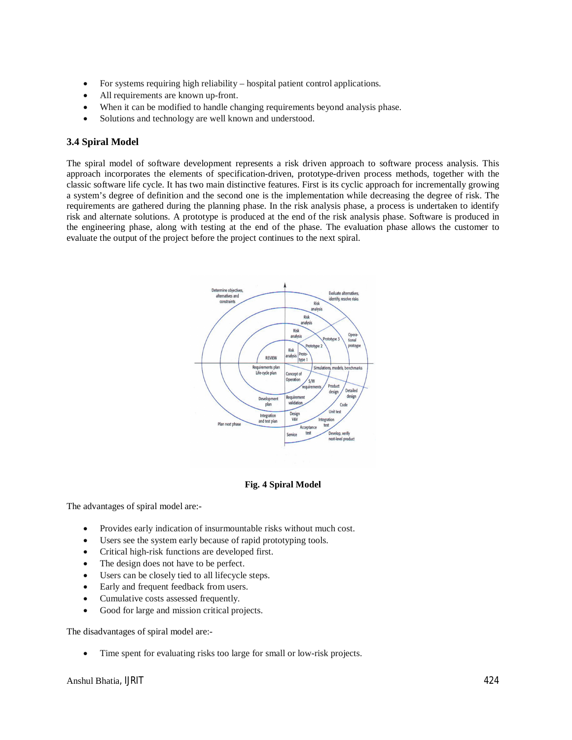- For systems requiring high reliability – hospital patient control applications.
- All requirements are known up-front.
- When it can be modified to handle changing requirements beyond analysis phase.
- Solutions and technology are well known and understood.

### 3.4 Spiral Model

The spiral model of software development represents a risk driven approach to software process analysis. This approach incorporates the elements of specification-driven, prototype-driven process methods, together with the classic software life cycle. It has two main distinctive features. First is its cyclic approach for incrementally growing a system's degree of definition and the second one is the implementation while decreasing the degree of risk. The requirements are gathered during the planning phase. In the risk analysis phase, a process is undertaken to identify risk and alternate solutions. A prototype is produced at the end of the risk analysis phase. Software is produced in the engineering phase, along with testing at the end of the phase. The evaluation phase allows the customer to evaluate the output of the project before the project continues to the next spiral.

**Fig. 4 Spiral Model**

The advantages of spiral model are:-

- Provides early indication of insurmountable risks without much cost.
- Users see the system early because of rapid prototyping tools.
- Critical high-risk functions are developed first.
- The design does not have to be perfect.
- Users can be closely tied to all lifecycle steps.
- Early and frequent feedback from users.
- Cumulative costs assessed frequently.
- Good for large and mission critical projects.

The disadvantages of spiral model are:-

- Time spent for evaluating risks too large for small or low-risk projects.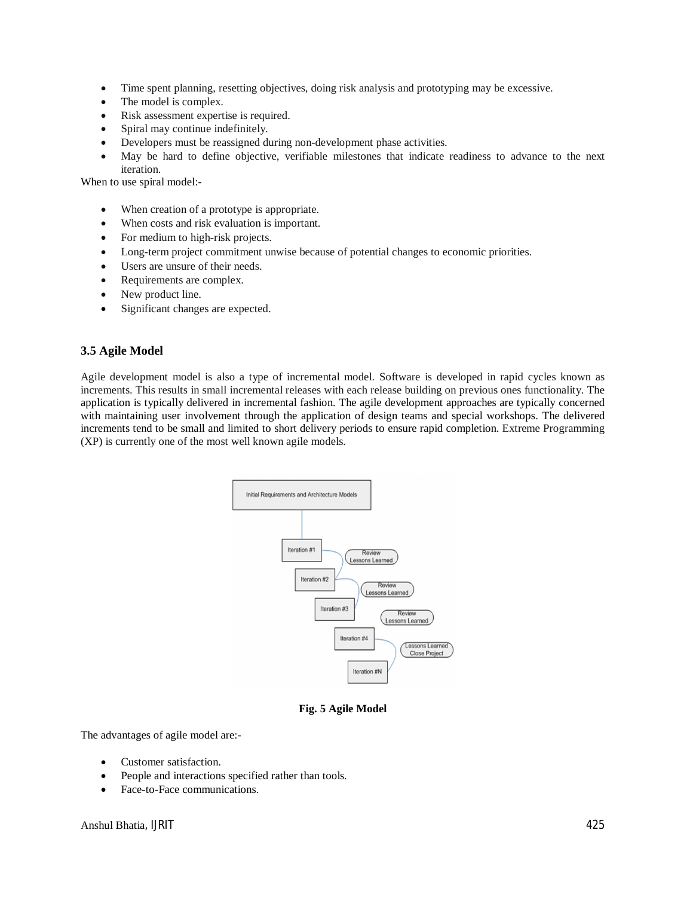- Time spent planning, resetting objectives, doing risk analysis and prototyping may be excessive.
- The model is complex.
- Risk assessment expertise is required.
- Spiral may continue indefinitely.
- Developers must be reassigned during non-development phase activities.
- May be hard to define objective, verifiable milestones that indicate readiness to advance to the next iteration.

When to use spiral model:-

- When creation of a prototype is appropriate.
- When costs and risk evaluation is important.
- For medium to high-risk projects.
- Long-term project commitment unwise because of potential changes to economic priorities.
- Users are unsure of their needs.
- Requirements are complex.
- New product line.
- Significant changes are expected.

### 3.5 Agile Model

Agile development model is also a type of incremental model. Software is developed in rapid cycles known as increments. This results in small incremental releases with each release building on previous ones functionality. The application is typically delivered in incremental fashion. The agile development approaches are typically concerned with maintaining user involvement through the application of design teams and special workshops. The delivered increments tend to be small and limited to short delivery periods to ensure rapid completion. Extreme Programming (XP) is currently one of the most well known agile models.

**Fig. 5 Agile Model**

The advantages of agile model are:-

- Customer satisfaction.
- People and interactions specified rather than tools.
- Face-to-Face communications.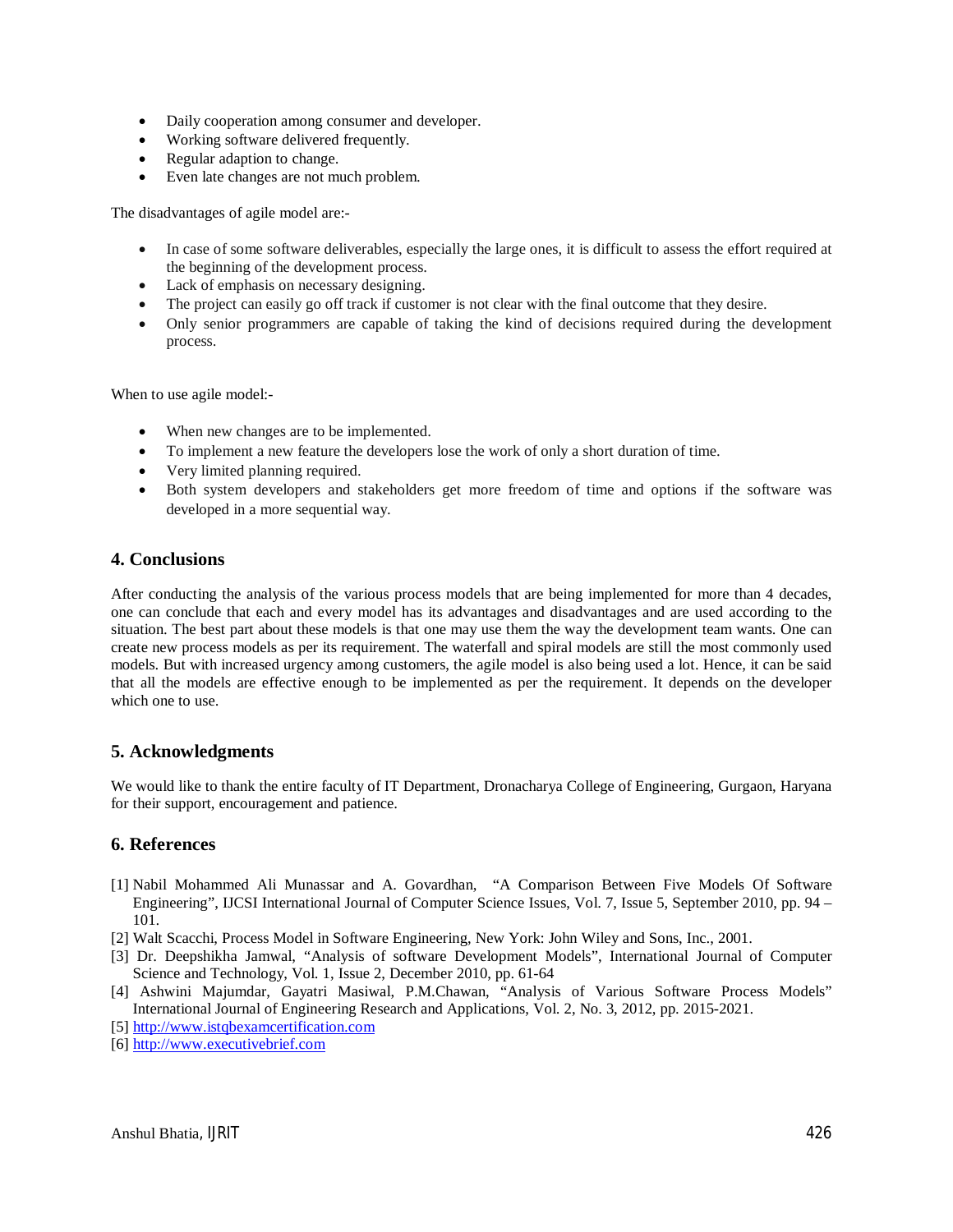- Daily cooperation among consumer and developer.
- Working software delivered frequently.
- Regular adaption to change.
- Even late changes are not much problem.

The disadvantages of agile model are:-

- In case of some software deliverables, especially the large ones, it is difficult to assess the effort required at the beginning of the development process.
- Lack of emphasis on necessary designing.
- The project can easily go off track if customer is not clear with the final outcome that they desire.
- Only senior programmers are capable of taking the kind of decisions required during the development process.

When to use agile model:-

- When new changes are to be implemented.
- To implement a new feature the developers lose the work of only a short duration of time.
- Very limited planning required.
- Both system developers and stakeholders get more freedom of time and options if the software was developed in a more sequential way.

## 4. Conclusions

After conducting the analysis of the various process models that are being implemented for more than 4 decades, one can conclude that each and every model has its advantages and disadvantages and are used according to the situation. The best part about these models is that one may use them the way the development team wants. One can create new process models as per its requirement. The waterfall and spiral models are still the most commonly used models. But with increased urgency among customers, the agile model is also being used a lot. Hence, it can be said that all the models are effective enough to be implemented as per the requirement. It depends on the developer which one to use.

## 5. Acknowledgments

We would like to thank the entire faculty of IT Department, Dronacharya College of Engineering, Gurgaon, Haryana for their support, encouragement and patience.

## 6. References

[1] Nabil Mohammed Ali Munassar and A. Govardhan, "A Comparison Between Five Models Of Software Engineering", IJCSI International Journal of Computer Science Issues, Vol. 7, Issue 5, September 2010, pp. 94 – 101.

[2] Walt Scacchi, Process Model in Software Engineering, New York: John Wiley and Sons, Inc., 2001.

[3] Dr. Deepshikha Jamwal, "Analysis of software Development Models", International Journal of Computer Science and Technology, Vol. 1, Issue 2, December 2010, pp. 61-64

[4] Ashwini Majumdar, Gayatri Masiwal, P.M.Chawan, "Analysis of Various Software Process Models" International Journal of Engineering Research and Applications, Vol. 2, No. 3, 2012, pp. 2015-2021.

[5] http://www.istqbexamcertification.com

[6] http://www.executivebrief.com